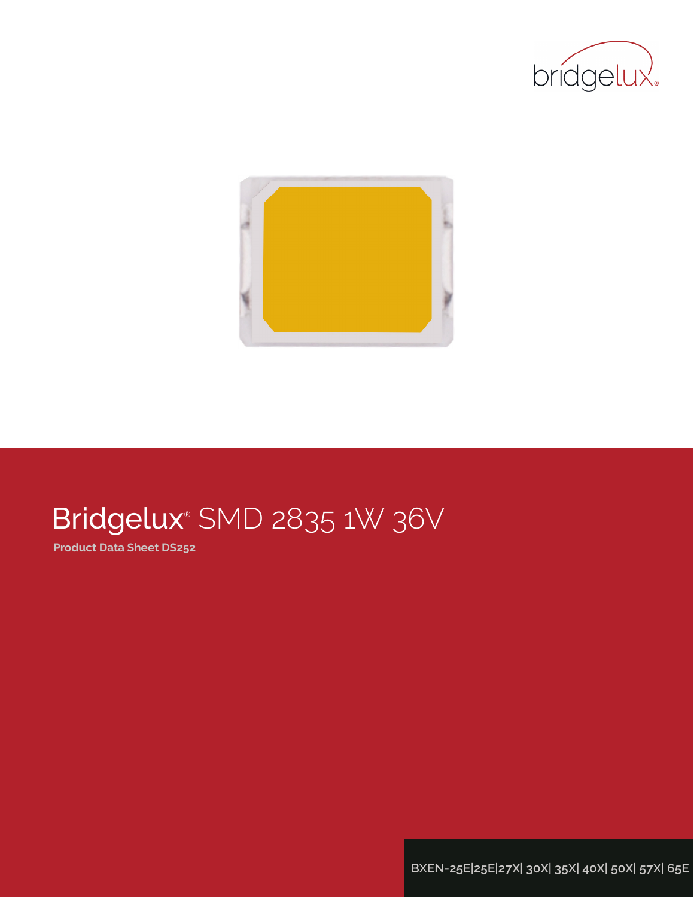# Bridgelux® SMD 2835 1W 36V

**Product Data Sheet DS252**

BXEN-25E|25E|27X| 30X| 35X| 40X| 50X| 57X| 65E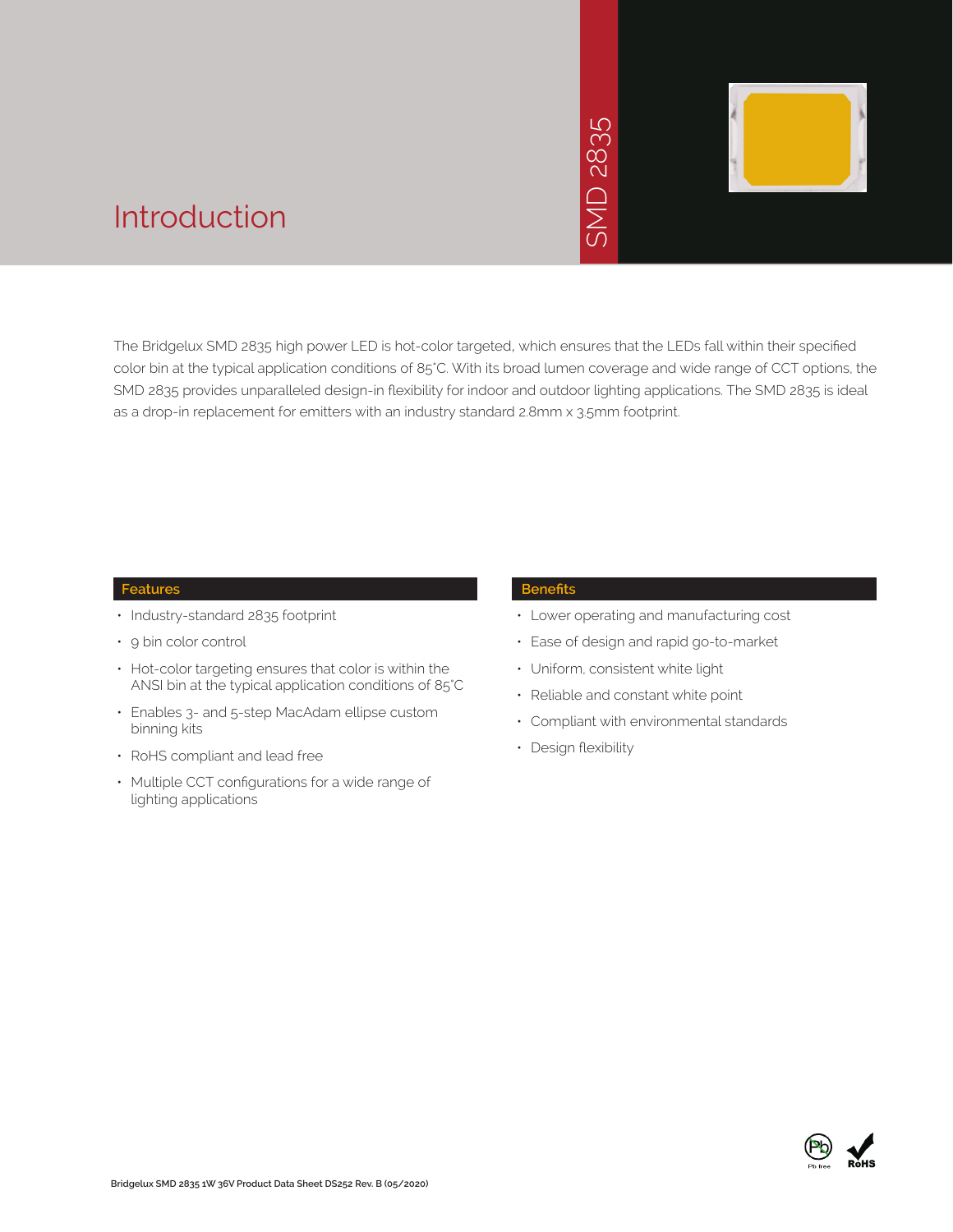SMD 2835

# Introduction

The Bridgelux SMD 2835 high power LED is hot-color targeted, which ensures that the LEDs fall within their specified color bin at the typical application conditions of 85°C. With its broad lumen coverage and wide range of CCT options, the SMD 2835 provides unparalleled design-in flexibility for indoor and outdoor lighting applications. The SMD 2835 is ideal as a drop-in replacement for emitters with an industry standard 2.8mm x 3.5mm footprint.

## Features

- Industry-standard 2835 footprint
- 9 bin color control
- Hot-color targeting ensures that color is within the ANSI bin at the typical application conditions of 85°C
- Enables 3- and 5-step MacAdam ellipse custom binning kits
- RoHS compliant and lead free
- Multiple CCT configurations for a wide range of lighting applications

## Benefits

- Lower operating and manufacturing cost
- Ease of design and rapid go-to-market
- Uniform, consistent white light
- Reliable and constant white point
- Compliant with environmental standards
- Design flexibility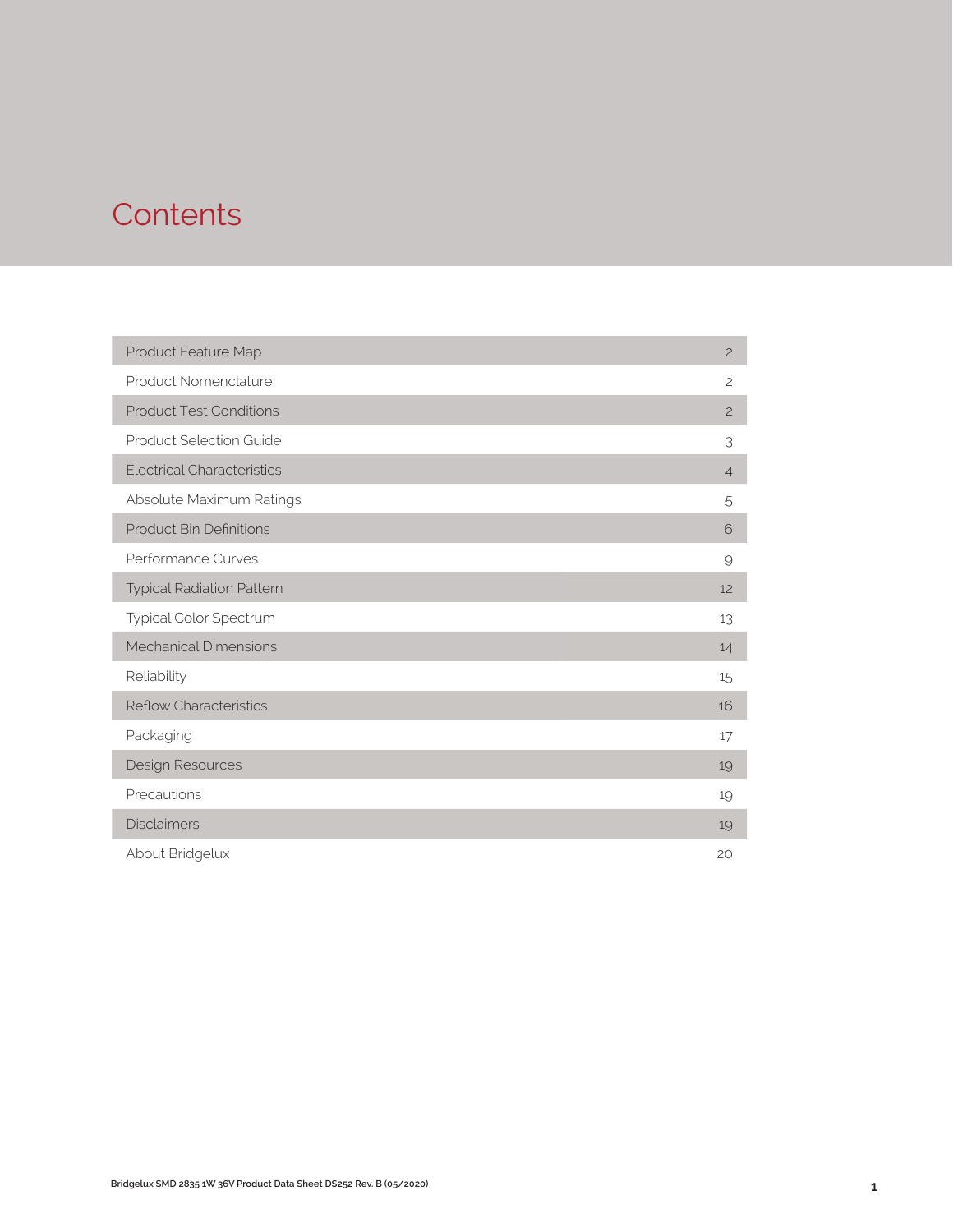# Contents

| Section | Page |
|---|---|
| Product Feature Map | 2 |
| Product Nomenclature | 2 |
| Product Test Conditions | 2 |
| Product Selection Guide | 3 |
| Electrical Characteristics | 4 |
| Absolute Maximum Ratings | 5 |
| Product Bin Definitions | 6 |
| Performance Curves | 9 |
| Typical Radiation Pattern | 12 |
| Typical Color Spectrum | 13 |
| Mechanical Dimensions | 14 |
| Reliability | 15 |
| Reflow Characteristics | 16 |
| Packaging | 17 |
| Design Resources | 19 |
| Precautions | 19 |
| Disclaimers | 19 |
| About Bridgelux | 20 |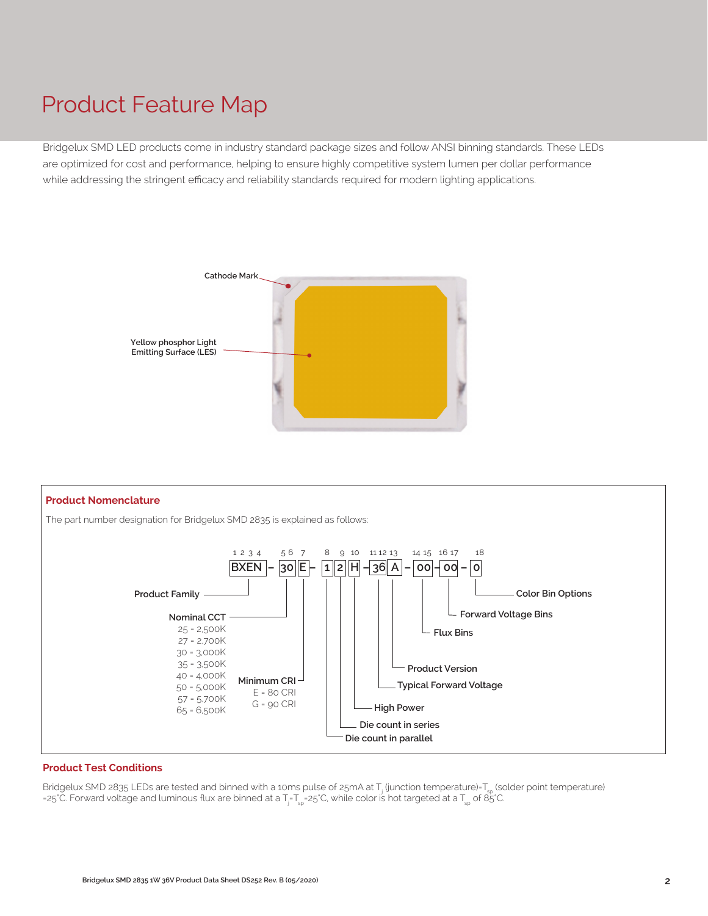# Product Feature Map

Bridgelux SMD LED products come in industry standard package sizes and follow ANSI binning standards. These LEDs are optimized for cost and performance, helping to ensure highly competitive system lumen per dollar performance while addressing the stringent efficacy and reliability standards required for modern lighting applications.

Cathode Mark

Yellow phosphor Light Emitting Surface (LES)

## Product Nomenclature

The part number designation for Bridgelux SMD 2835 is explained as follows:

BXEN – 30E – 12H – 36A – 00 – 00 – 0

| Digits | Code | Description |
|---|---|---|
| 1 2 3 4 | BXEN | Product Family |
| 5 6 | 30 | Nominal CCT |
| 7 | E | Minimum CRI |
| 8 | 1 | Die count in parallel |
| 9 | 2 | Die count in series |
| 10 | H | High Power |
| 11 12 | 36 | Typical Forward Voltage |
| 13 | A | Product Version |
| 14 15 | 00 | Flux Bins |
| 16 17 | 00 | Forward Voltage Bins |
| 18 | 0 | Color Bin Options |

**Nominal CCT**

- 25 = 2,500K
- 27 = 2,700K
- 30 = 3,000K
- 35 = 3,500K
- 40 = 4,000K
- 50 = 5,000K
- 57 = 5,700K
- 65 = 6,500K

**Minimum CRI**

- E = 80 CRI
- G = 90 CRI

## Product Test Conditions

Bridgelux SMD 2835 LEDs are tested and binned with a 10ms pulse of 25mA at $T_j$ (junction temperature)=$T_{sp}$ (solder point temperature) =25°C. Forward voltage and luminous flux are binned at a $T_j$=$T_{sp}$=25°C, while color is hot targeted at a $T_{sp}$ of 85°C.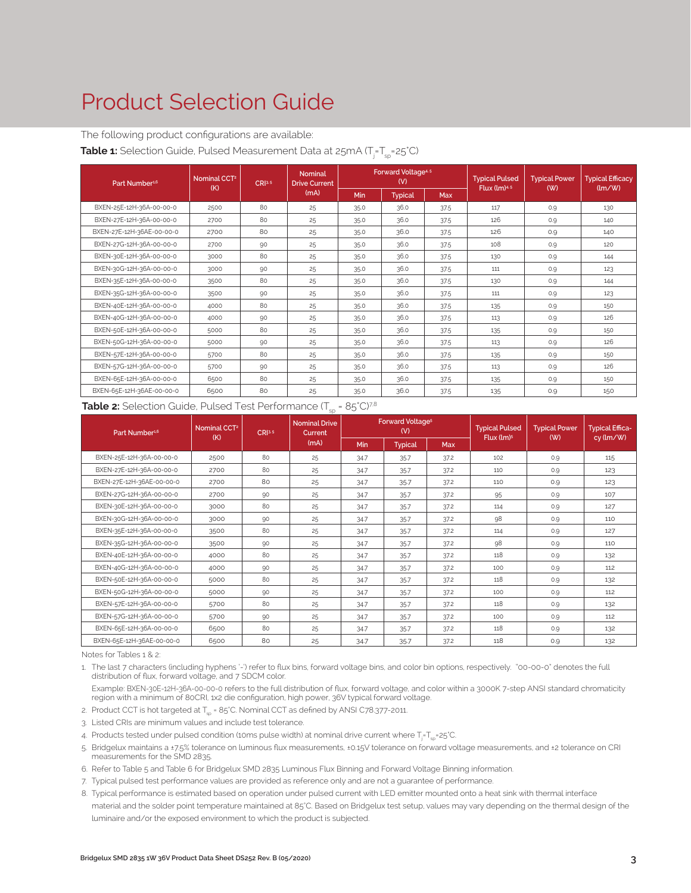# Product Selection Guide

The following product configurations are available:

**Table 1:** Selection Guide, Pulsed Measurement Data at 25mA ($T_j$=$T_{sp}$=25°C)

| Part Number[1,6] | Nominal CCT[2] (K) | CRI[3,5] | Nominal Drive Current (mA) | Forward Voltage[4,5] (V) | | | Typical Pulsed Flux (lm)[4,5] | Typical Power (W) | Typical Efficacy (lm/W) |
|---|---|---|---|---|---|---|---|---|---|
| | | | | Min | Typical | Max | | | |
| BXEN-25E-12H-36A-00-00-0 | 2500 | 80 | 25 | 35.0 | 36.0 | 37.5 | 117 | 0.9 | 130 |
| BXEN-27E-12H-36A-00-00-0 | 2700 | 80 | 25 | 35.0 | 36.0 | 37.5 | 126 | 0.9 | 140 |
| BXEN-27E-12H-36AE-00-00-0 | 2700 | 80 | 25 | 35.0 | 36.0 | 37.5 | 126 | 0.9 | 140 |
| BXEN-27G-12H-36A-00-00-0 | 2700 | 90 | 25 | 35.0 | 36.0 | 37.5 | 108 | 0.9 | 120 |
| BXEN-30E-12H-36A-00-00-0 | 3000 | 80 | 25 | 35.0 | 36.0 | 37.5 | 130 | 0.9 | 144 |
| BXEN-30G-12H-36A-00-00-0 | 3000 | 90 | 25 | 35.0 | 36.0 | 37.5 | 111 | 0.9 | 123 |
| BXEN-35E-12H-36A-00-00-0 | 3500 | 80 | 25 | 35.0 | 36.0 | 37.5 | 130 | 0.9 | 144 |
| BXEN-35G-12H-36A-00-00-0 | 3500 | 90 | 25 | 35.0 | 36.0 | 37.5 | 111 | 0.9 | 123 |
| BXEN-40E-12H-36A-00-00-0 | 4000 | 80 | 25 | 35.0 | 36.0 | 37.5 | 135 | 0.9 | 150 |
| BXEN-40G-12H-36A-00-00-0 | 4000 | 90 | 25 | 35.0 | 36.0 | 37.5 | 113 | 0.9 | 126 |
| BXEN-50E-12H-36A-00-00-0 | 5000 | 80 | 25 | 35.0 | 36.0 | 37.5 | 135 | 0.9 | 150 |
| BXEN-50G-12H-36A-00-00-0 | 5000 | 90 | 25 | 35.0 | 36.0 | 37.5 | 113 | 0.9 | 126 |
| BXEN-57E-12H-36A-00-00-0 | 5700 | 80 | 25 | 35.0 | 36.0 | 37.5 | 135 | 0.9 | 150 |
| BXEN-57G-12H-36A-00-00-0 | 5700 | 90 | 25 | 35.0 | 36.0 | 37.5 | 113 | 0.9 | 126 |
| BXEN-65E-12H-36A-00-00-0 | 6500 | 80 | 25 | 35.0 | 36.0 | 37.5 | 135 | 0.9 | 150 |
| BXEN-65E-12H-36AE-00-00-0 | 6500 | 80 | 25 | 35.0 | 36.0 | 37.5 | 135 | 0.9 | 150 |

**Table 2:** Selection Guide, Pulsed Test Performance ($T_{sp}$ = 85°C)[7,8]

| Part Number[1,6] | Nominal CCT[2] (K) | CRI[3,5] | Nominal Drive Current (mA) | Forward Voltage[5] (V) | | | Typical Pulsed Flux (lm)[5] | Typical Power (W) | Typical Efficacy (lm/W) |
|---|---|---|---|---|---|---|---|---|---|
| | | | | Min | Typical | Max | | | |
| BXEN-25E-12H-36A-00-00-0 | 2500 | 80 | 25 | 34.7 | 35.7 | 37.2 | 102 | 0.9 | 115 |
| BXEN-27E-12H-36A-00-00-0 | 2700 | 80 | 25 | 34.7 | 35.7 | 37.2 | 110 | 0.9 | 123 |
| BXEN-27E-12H-36AE-00-00-0 | 2700 | 80 | 25 | 34.7 | 35.7 | 37.2 | 110 | 0.9 | 123 |
| BXEN-27G-12H-36A-00-00-0 | 2700 | 90 | 25 | 34.7 | 35.7 | 37.2 | 95 | 0.9 | 107 |
| BXEN-30E-12H-36A-00-00-0 | 3000 | 80 | 25 | 34.7 | 35.7 | 37.2 | 114 | 0.9 | 127 |
| BXEN-30G-12H-36A-00-00-0 | 3000 | 90 | 25 | 34.7 | 35.7 | 37.2 | 98 | 0.9 | 110 |
| BXEN-35E-12H-36A-00-00-0 | 3500 | 80 | 25 | 34.7 | 35.7 | 37.2 | 114 | 0.9 | 127 |
| BXEN-35G-12H-36A-00-00-0 | 3500 | 90 | 25 | 34.7 | 35.7 | 37.2 | 98 | 0.9 | 110 |
| BXEN-40E-12H-36A-00-00-0 | 4000 | 80 | 25 | 34.7 | 35.7 | 37.2 | 118 | 0.9 | 132 |
| BXEN-40G-12H-36A-00-00-0 | 4000 | 90 | 25 | 34.7 | 35.7 | 37.2 | 100 | 0.9 | 112 |
| BXEN-50E-12H-36A-00-00-0 | 5000 | 80 | 25 | 34.7 | 35.7 | 37.2 | 118 | 0.9 | 132 |
| BXEN-50G-12H-36A-00-00-0 | 5000 | 90 | 25 | 34.7 | 35.7 | 37.2 | 100 | 0.9 | 112 |
| BXEN-57E-12H-36A-00-00-0 | 5700 | 80 | 25 | 34.7 | 35.7 | 37.2 | 118 | 0.9 | 132 |
| BXEN-57G-12H-36A-00-00-0 | 5700 | 90 | 25 | 34.7 | 35.7 | 37.2 | 100 | 0.9 | 112 |
| BXEN-65E-12H-36A-00-00-0 | 6500 | 80 | 25 | 34.7 | 35.7 | 37.2 | 118 | 0.9 | 132 |
| BXEN-65E-12H-36AE-00-00-0 | 6500 | 80 | 25 | 34.7 | 35.7 | 37.2 | 118 | 0.9 | 132 |

Notes for Tables 1 & 2:

1. The last 7 characters (including hyphens '-') refer to flux bins, forward voltage bins, and color bin options, respectively. "00-00-0" denotes the full distribution of flux, forward voltage, and 7 SDCM color.

   Example: BXEN-30E-12H-36A-00-00-0 refers to the full distribution of flux, forward voltage, and color within a 3000K 7-step ANSI standard chromaticity region with a minimum of 80CRI, 1x2 die configuration, high power, 36V typical forward voltage.
2. Product CCT is hot targeted at $T_{sp}$ = 85°C. Nominal CCT as defined by ANSI C78.377-2011.
3. Listed CRIs are minimum values and include test tolerance.
4. Products tested under pulsed condition (10ms pulse width) at nominal drive current where $T_j$=$T_{sp}$=25°C.
5. Bridgelux maintains a ±7.5% tolerance on luminous flux measurements, ±0.15V tolerance on forward voltage measurements, and ±2 tolerance on CRI measurements for the SMD 2835.
6. Refer to Table 5 and Table 6 for Bridgelux SMD 2835 Luminous Flux Binning and Forward Voltage Binning information.
7. Typical pulsed test performance values are provided as reference only and are not a guarantee of performance.
8. Typical performance is estimated based on operation under pulsed current with LED emitter mounted onto a heat sink with thermal interface material and the solder point temperature maintained at 85°C. Based on Bridgelux test setup, values may vary depending on the thermal design of the luminaire and/or the exposed environment to which the product is subjected.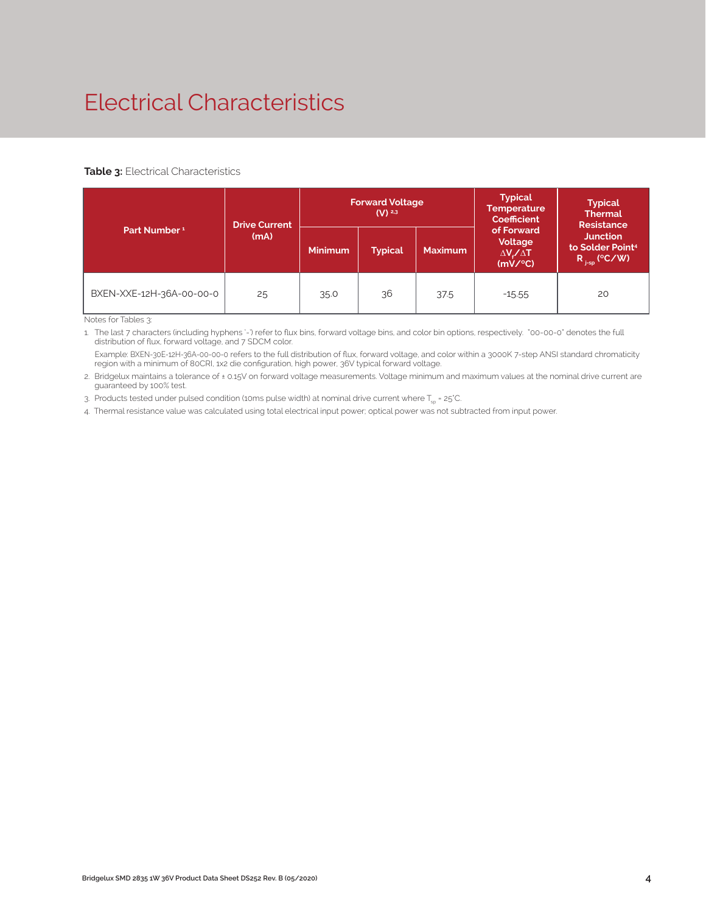# Electrical Characteristics

**Table 3:** Electrical Characteristics

| Part Number [1] | Drive Current (mA) | Forward Voltage (V) [2,3] | | | Typical Temperature Coefficient of Forward Voltage $\Delta V_f/\Delta T$ (mV/°C) | Typical Thermal Resistance Junction to Solder Point[4] $R_{j\text{-}sp}$ (°C/W) |
|---|---|---|---|---|---|---|
| | | Minimum | Typical | Maximum | | |
| BXEN-XXE-12H-36A-00-00-0 | 25 | 35.0 | 36 | 37.5 | -15.55 | 20 |

Notes for Tables 3:

1. The last 7 characters (including hyphens '-') refer to flux bins, forward voltage bins, and color bin options, respectively. "00-00-0" denotes the full distribution of flux, forward voltage, and 7 SDCM color.

   Example: BXEN-30E-12H-36A-00-00-0 refers to the full distribution of flux, forward voltage, and color within a 3000K 7-step ANSI standard chromaticity region with a minimum of 80CRI, 1x2 die configuration, high power, 36V typical forward voltage.

2. Bridgelux maintains a tolerance of ± 0.15V on forward voltage measurements. Voltage minimum and maximum values at the nominal drive current are guaranteed by 100% test.
3. Products tested under pulsed condition (10ms pulse width) at nominal drive current where $T_{sp}$ = 25°C.
4. Thermal resistance value was calculated using total electrical input power; optical power was not subtracted from input power.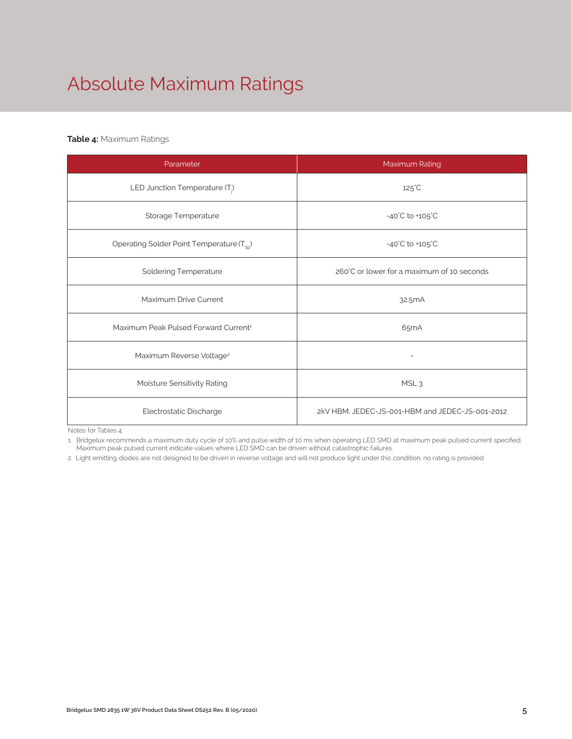# Absolute Maximum Ratings

**Table 4:** Maximum Ratings

| Parameter | Maximum Rating |
|---|---|
| LED Junction Temperature ($T_j$) | 125°C |
| Storage Temperature | -40°C to +105°C |
| Operating Solder Point Temperature ($T_{Sp}$) | -40°C to +105°C |
| Soldering Temperature | 260°C or lower for a maximum of 10 seconds |
| Maximum Drive Current | 32.5mA |
| Maximum Peak Pulsed Forward Current[1] | 65mA |
| Maximum Reverse Voltage[2] | - |
| Moisture Sensitivity Rating | MSL 3 |
| Electrostatic Discharge | 2kV HBM. JEDEC-JS-001-HBM and JEDEC-JS-001-2012 |

Notes for Tables 4:

1. Bridgelux recommends a maximum duty cycle of 10% and pulse width of 10 ms when operating LED SMD at maximum peak pulsed current specified. Maximum peak pulsed current indicate values where LED SMD can be driven without catastrophic failures.
2. Light emitting diodes are not designed to be driven in reverse voltage and will not produce light under this condition. no rating is provided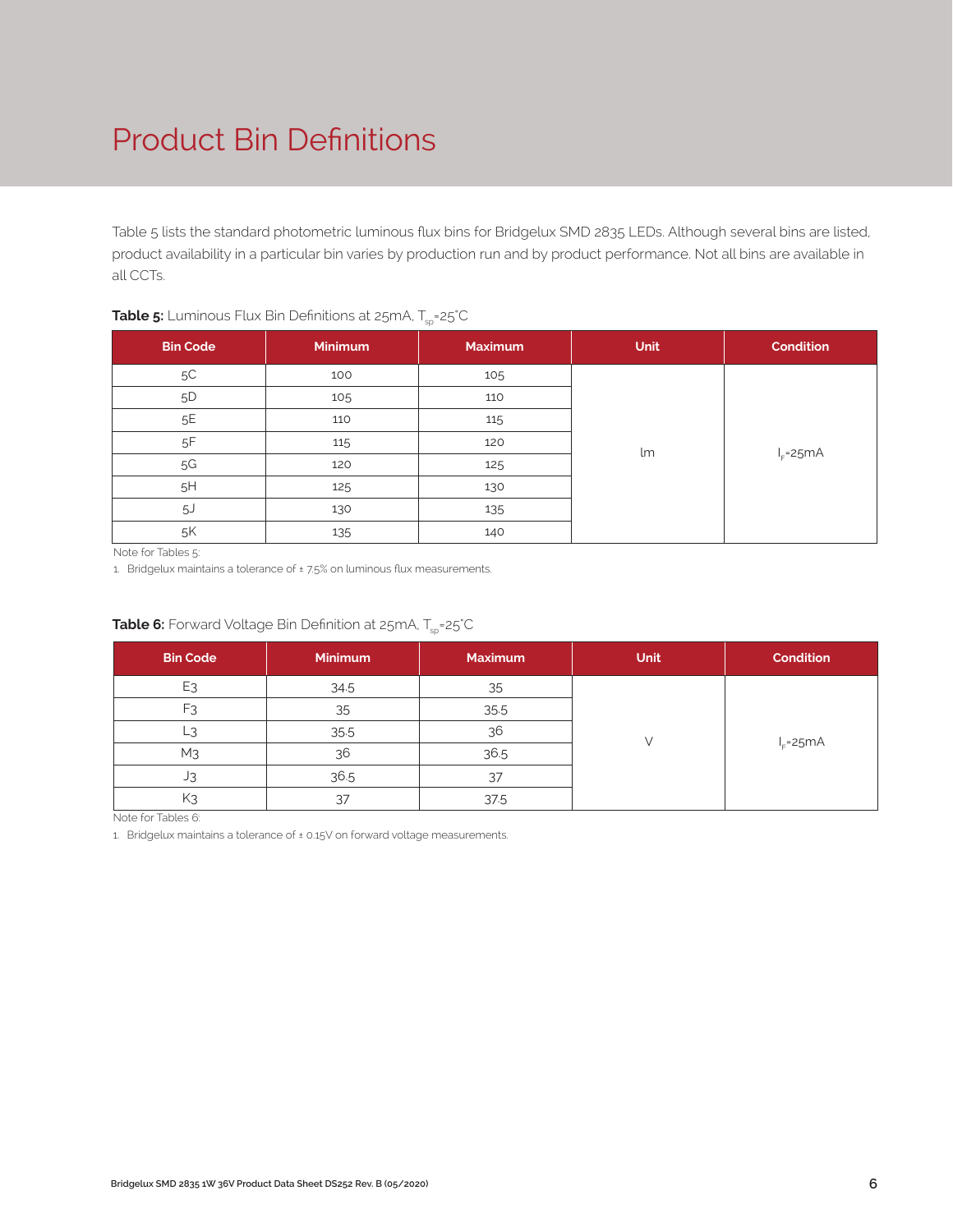# Product Bin Definitions

Table 5 lists the standard photometric luminous flux bins for Bridgelux SMD 2835 LEDs. Although several bins are listed, product availability in a particular bin varies by production run and by product performance. Not all bins are available in all CCTs.

**Table 5:** Luminous Flux Bin Definitions at 25mA, $T_{sp}$=25°C

| Bin Code | Minimum | Maximum | Unit | Condition |
|---|---|---|---|---|
| 5C | 100 | 105 | lm | $I_F$=25mA |
| 5D | 105 | 110 | | |
| 5E | 110 | 115 | | |
| 5F | 115 | 120 | | |
| 5G | 120 | 125 | | |
| 5H | 125 | 130 | | |
| 5J | 130 | 135 | | |
| 5K | 135 | 140 | | |

Note for Tables 5:

1. Bridgelux maintains a tolerance of ± 7.5% on luminous flux measurements.

**Table 6:** Forward Voltage Bin Definition at 25mA, $T_{sp}$=25°C

| Bin Code | Minimum | Maximum | Unit | Condition |
|---|---|---|---|---|
| E3 | 34.5 | 35 | V | $I_F$=25mA |
| F3 | 35 | 35.5 | | |
| L3 | 35.5 | 36 | | |
| M3 | 36 | 36.5 | | |
| J3 | 36.5 | 37 | | |
| K3 | 37 | 37.5 | | |

Note for Tables 6:

1. Bridgelux maintains a tolerance of ± 0.15V on forward voltage measurements.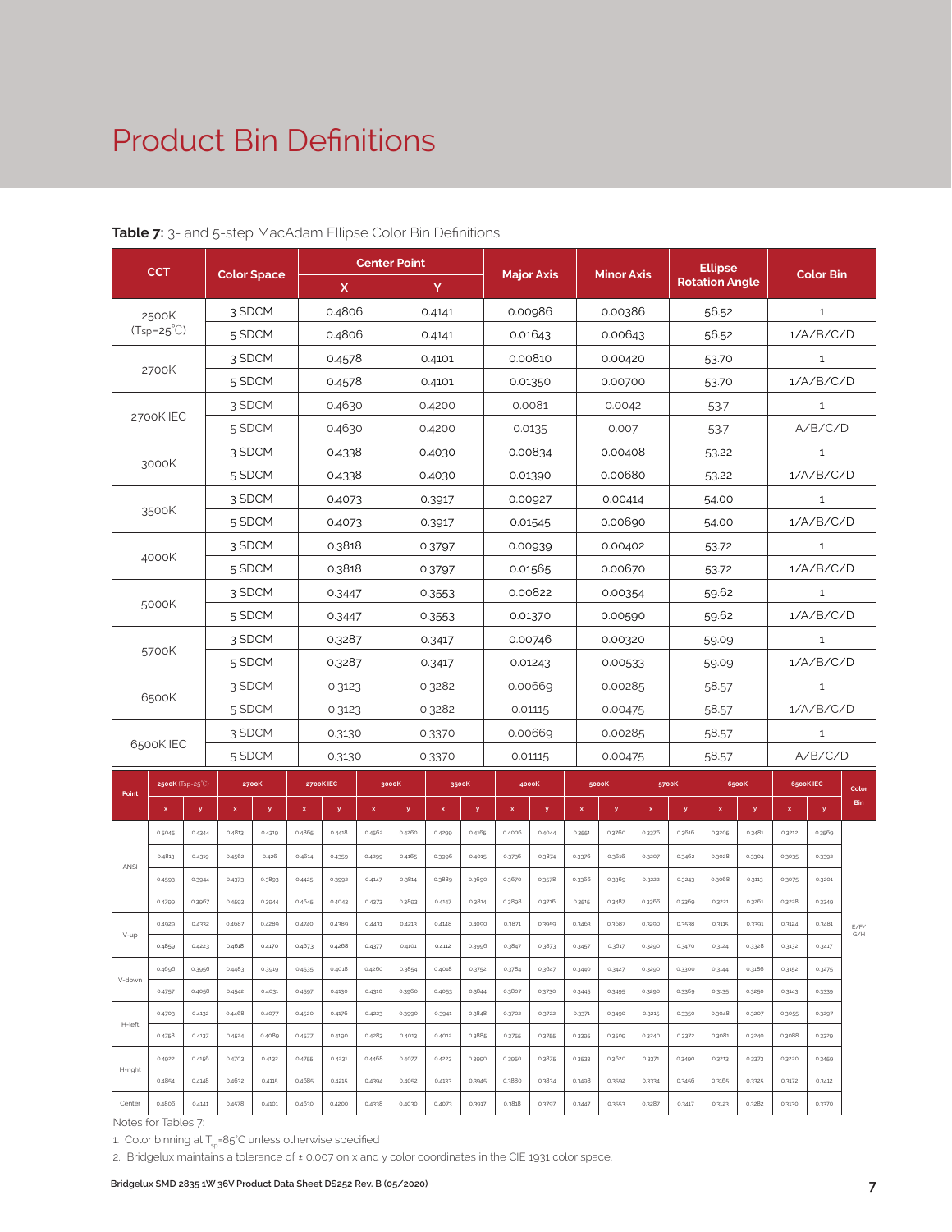# Product Bin Definitions

**Table 7:** 3- and 5-step MacAdam Ellipse Color Bin Definitions

| CCT | Color Space | Center Point | | Major Axis | Minor Axis | Ellipse Rotation Angle | Color Bin |
|---|---|---|---|---|---|---|---|
| | | X | Y | | | | |
| 2500K (Tsp=25℃) | 3 SDCM | 0.4806 | 0.4141 | 0.00986 | 0.00386 | 56.52 | 1 |
| | 5 SDCM | 0.4806 | 0.4141 | 0.01643 | 0.00643 | 56.52 | 1/A/B/C/D |
| 2700K | 3 SDCM | 0.4578 | 0.4101 | 0.00810 | 0.00420 | 53.70 | 1 |
| | 5 SDCM | 0.4578 | 0.4101 | 0.01350 | 0.00700 | 53.70 | 1/A/B/C/D |
| 2700K IEC | 3 SDCM | 0.4630 | 0.4200 | 0.0081 | 0.0042 | 53.7 | 1 |
| | 5 SDCM | 0.4630 | 0.4200 | 0.0135 | 0.007 | 53.7 | A/B/C/D |
| 3000K | 3 SDCM | 0.4338 | 0.4030 | 0.00834 | 0.00408 | 53.22 | 1 |
| | 5 SDCM | 0.4338 | 0.4030 | 0.01390 | 0.00680 | 53.22 | 1/A/B/C/D |
| 3500K | 3 SDCM | 0.4073 | 0.3917 | 0.00927 | 0.00414 | 54.00 | 1 |
| | 5 SDCM | 0.4073 | 0.3917 | 0.01545 | 0.00690 | 54.00 | 1/A/B/C/D |
| 4000K | 3 SDCM | 0.3818 | 0.3797 | 0.00939 | 0.00402 | 53.72 | 1 |
| | 5 SDCM | 0.3818 | 0.3797 | 0.01565 | 0.00670 | 53.72 | 1/A/B/C/D |
| 5000K | 3 SDCM | 0.3447 | 0.3553 | 0.00822 | 0.00354 | 59.62 | 1 |
| | 5 SDCM | 0.3447 | 0.3553 | 0.01370 | 0.00590 | 59.62 | 1/A/B/C/D |
| 5700K | 3 SDCM | 0.3287 | 0.3417 | 0.00746 | 0.00320 | 59.09 | 1 |
| | 5 SDCM | 0.3287 | 0.3417 | 0.01243 | 0.00533 | 59.09 | 1/A/B/C/D |
| 6500K | 3 SDCM | 0.3123 | 0.3282 | 0.00669 | 0.00285 | 58.57 | 1 |
| | 5 SDCM | 0.3123 | 0.3282 | 0.01115 | 0.00475 | 58.57 | 1/A/B/C/D |
| 6500K IEC | 3 SDCM | 0.3130 | 0.3370 | 0.00669 | 0.00285 | 58.57 | 1 |
| | 5 SDCM | 0.3130 | 0.3370 | 0.01115 | 0.00475 | 58.57 | A/B/C/D |

| Point | 2500K (Tsp=25℃) | | 2700K | | 2700K IEC | | 3000K | | 3500K | | 4000K | | 5000K | | 5700K | | 6500K | | 6500K IEC | | Color Bin |
|---|---|---|---|---|---|---|---|---|---|---|---|---|---|---|---|---|---|---|---|---|---|
| | x | y | x | y | x | y | x | y | x | y | x | y | x | y | x | y | x | y | x | y | |
| ANSI | 0.5045 | 0.4344 | 0.4813 | 0.4319 | 0.4865 | 0.4418 | 0.4562 | 0.4260 | 0.4299 | 0.4165 | 0.4006 | 0.4044 | 0.3551 | 0.3760 | 0.3376 | 0.3616 | 0.3205 | 0.3481 | 0.3212 | 0.3569 | E/F/G/H |
| | 0.4813 | 0.4319 | 0.4562 | 0.426 | 0.4614 | 0.4359 | 0.4299 | 0.4165 | 0.3996 | 0.4015 | 0.3736 | 0.3874 | 0.3376 | 0.3616 | 0.3207 | 0.3462 | 0.3028 | 0.3304 | 0.3035 | 0.3392 | |
| | 0.4593 | 0.3944 | 0.4373 | 0.3893 | 0.4425 | 0.3992 | 0.4147 | 0.3814 | 0.3889 | 0.3690 | 0.3670 | 0.3578 | 0.3366 | 0.3369 | 0.3222 | 0.3243 | 0.3068 | 0.3113 | 0.3075 | 0.3201 | |
| | 0.4799 | 0.3967 | 0.4593 | 0.3944 | 0.4645 | 0.4043 | 0.4373 | 0.3893 | 0.4147 | 0.3814 | 0.3898 | 0.3716 | 0.3515 | 0.3487 | 0.3366 | 0.3369 | 0.3221 | 0.3261 | 0.3228 | 0.3349 | |
| V-up | 0.4929 | 0.4332 | 0.4687 | 0.4289 | 0.4740 | 0.4389 | 0.4431 | 0.4213 | 0.4148 | 0.4090 | 0.3871 | 0.3959 | 0.3463 | 0.3687 | 0.3290 | 0.3538 | 0.3115 | 0.3391 | 0.3124 | 0.3481 | |
| | 0.4859 | 0.4223 | 0.4618 | 0.4170 | 0.4673 | 0.4268 | 0.4377 | 0.4101 | 0.4112 | 0.3996 | 0.3847 | 0.3873 | 0.3457 | 0.3617 | 0.3290 | 0.3470 | 0.3124 | 0.3328 | 0.3132 | 0.3417 | |
| V-down | 0.4696 | 0.3956 | 0.4483 | 0.3919 | 0.4535 | 0.4018 | 0.4260 | 0.3854 | 0.4018 | 0.3752 | 0.3784 | 0.3647 | 0.3440 | 0.3427 | 0.3290 | 0.3300 | 0.3144 | 0.3186 | 0.3152 | 0.3275 | |
| | 0.4757 | 0.4058 | 0.4542 | 0.4031 | 0.4597 | 0.4130 | 0.4310 | 0.3960 | 0.4053 | 0.3844 | 0.3807 | 0.3730 | 0.3445 | 0.3495 | 0.3290 | 0.3369 | 0.3135 | 0.3250 | 0.3143 | 0.3339 | |
| H-left | 0.4703 | 0.4132 | 0.4468 | 0.4077 | 0.4520 | 0.4176 | 0.4223 | 0.3990 | 0.3941 | 0.3848 | 0.3702 | 0.3722 | 0.3371 | 0.3490 | 0.3215 | 0.3350 | 0.3048 | 0.3207 | 0.3055 | 0.3297 | |
| | 0.4758 | 0.4137 | 0.4524 | 0.4089 | 0.4577 | 0.4190 | 0.4283 | 0.4013 | 0.4012 | 0.3885 | 0.3755 | 0.3755 | 0.3395 | 0.3509 | 0.3240 | 0.3372 | 0.3081 | 0.3240 | 0.3088 | 0.3329 | |
| H-right | 0.4922 | 0.4156 | 0.4703 | 0.4132 | 0.4755 | 0.4231 | 0.4468 | 0.4077 | 0.4223 | 0.3990 | 0.3950 | 0.3875 | 0.3533 | 0.3620 | 0.3371 | 0.3490 | 0.3213 | 0.3373 | 0.3220 | 0.3459 | |
| | 0.4854 | 0.4148 | 0.4632 | 0.4115 | 0.4685 | 0.4215 | 0.4394 | 0.4052 | 0.4133 | 0.3945 | 0.3880 | 0.3834 | 0.3498 | 0.3592 | 0.3334 | 0.3456 | 0.3165 | 0.3325 | 0.3172 | 0.3412 | |
| Center | 0.4806 | 0.4141 | 0.4578 | 0.4101 | 0.4630 | 0.4200 | 0.4338 | 0.4030 | 0.4073 | 0.3917 | 0.3818 | 0.3797 | 0.3447 | 0.3553 | 0.3287 | 0.3417 | 0.3123 | 0.3282 | 0.3130 | 0.3370 | |

Notes for Tables 7:

1. Color binning at $T_{sp}$=85°C unless otherwise specified
2. Bridgelux maintains a tolerance of ± 0.007 on x and y color coordinates in the CIE 1931 color space.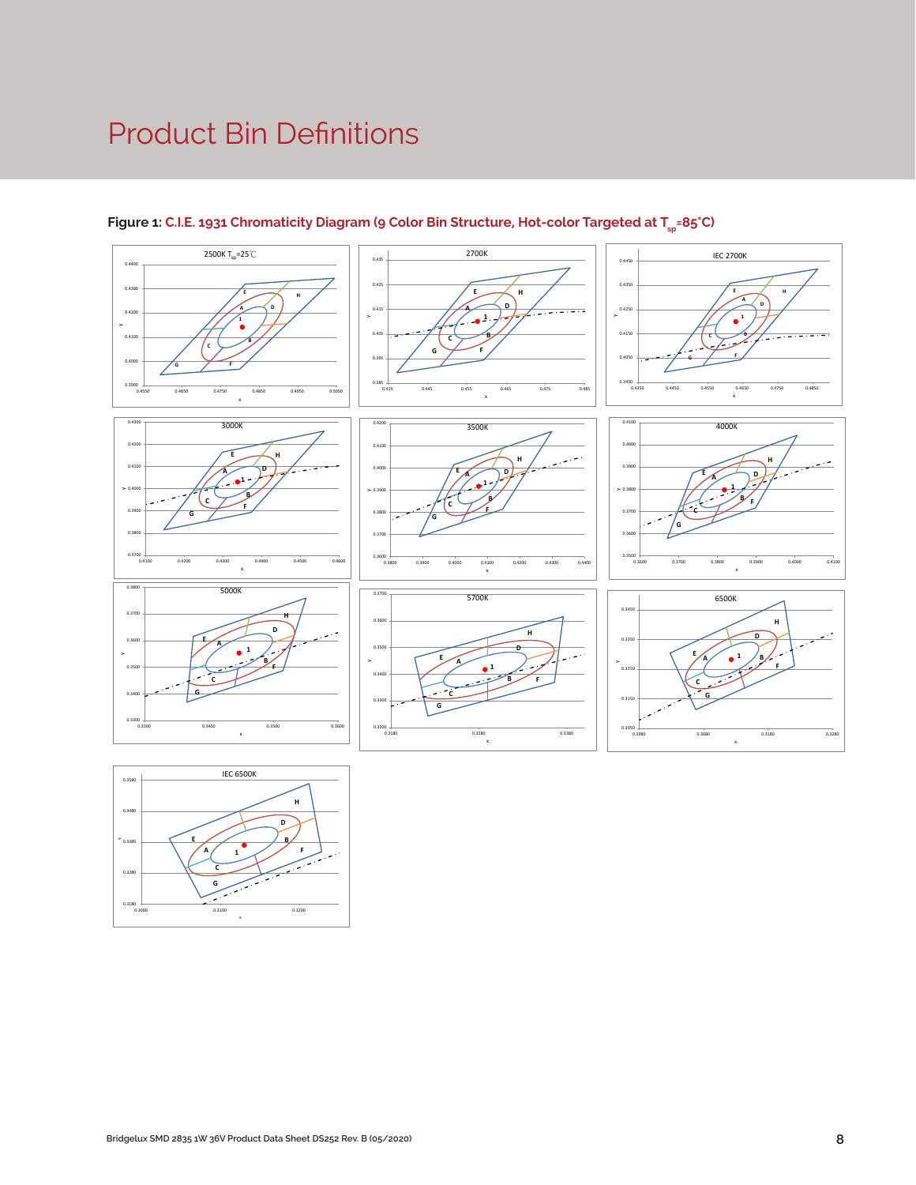# Product Bin Definitions

**Figure 1:** **C.I.E. 1931 Chromaticity Diagram (9 Color Bin Structure, Hot-color Targeted at $T_{sp}$=85°C)**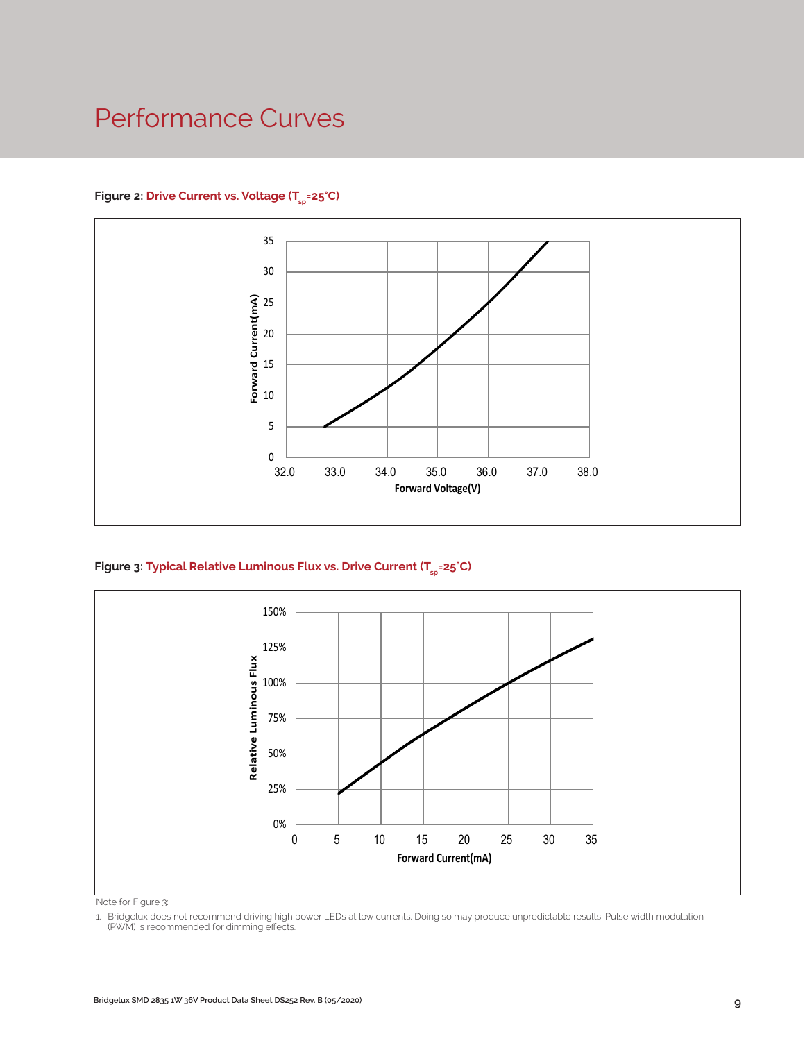# Performance Curves

**Figure 2:** Drive Current vs. Voltage ($T_{sp}$=25°C)

**Figure 3:** Typical Relative Luminous Flux vs. Drive Current ($T_{sp}$=25°C)

Note for Figure 3:

1. Bridgelux does not recommend driving high power LEDs at low currents. Doing so may produce unpredictable results. Pulse width modulation (PWM) is recommended for dimming effects.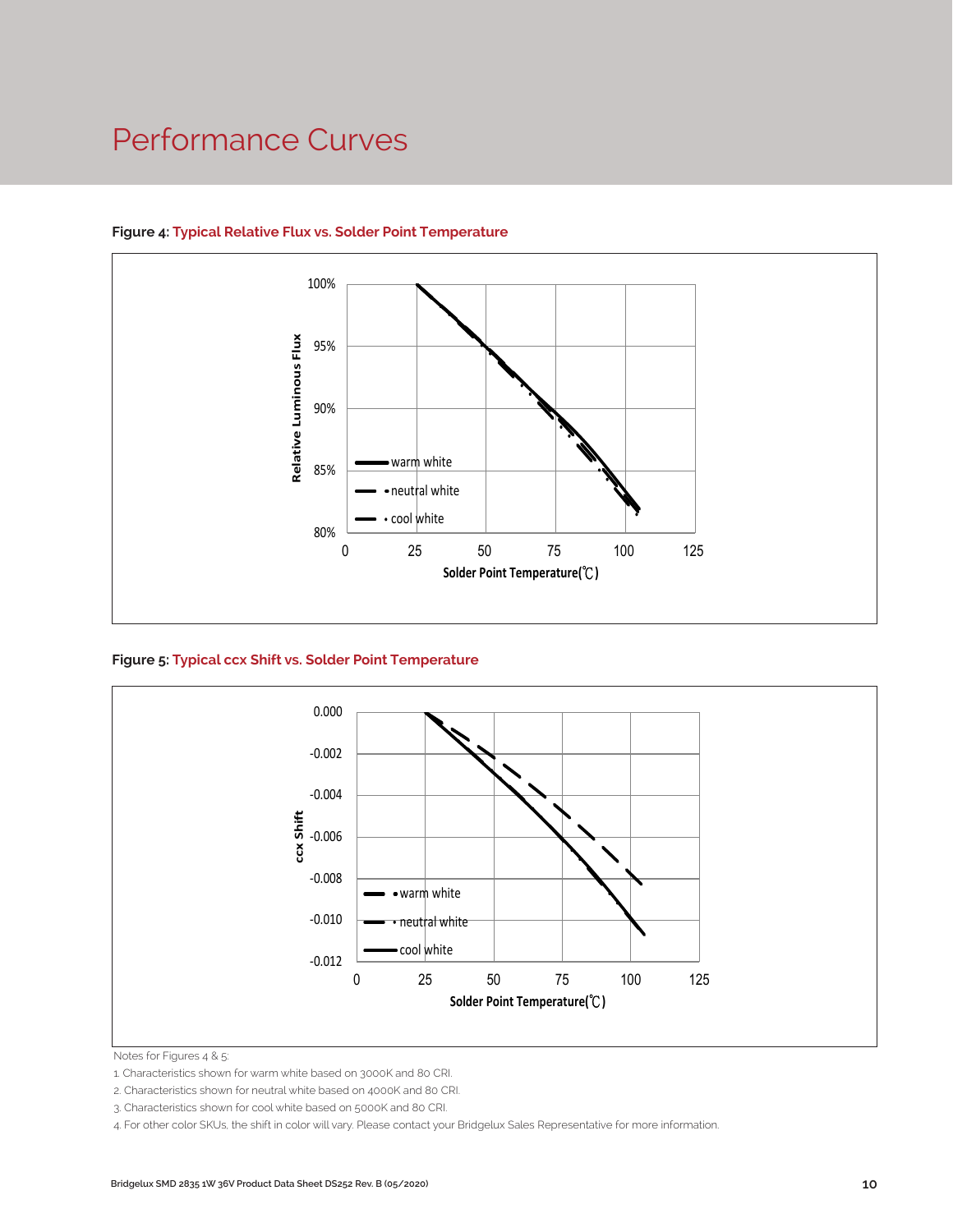# Performance Curves

**Figure 4: Typical Relative Flux vs. Solder Point Temperature**

Relative Luminous Flux

100%
95%
90%
85%
80%

0 25 50 75 100 125

Solder Point Temperature(℃)

warm white
neutral white
cool white

**Figure 5: Typical ccx Shift vs. Solder Point Temperature**

ccx Shift

0.000
-0.002
-0.004
-0.006
-0.008
-0.010
-0.012

0 25 50 75 100 125

Solder Point Temperature(℃)

warm white
neutral white
cool white

Notes for Figures 4 & 5:

1. Characteristics shown for warm white based on 3000K and 80 CRI.
2. Characteristics shown for neutral white based on 4000K and 80 CRI.
3. Characteristics shown for cool white based on 5000K and 80 CRI.
4. For other color SKUs, the shift in color will vary. Please contact your Bridgelux Sales Representative for more information.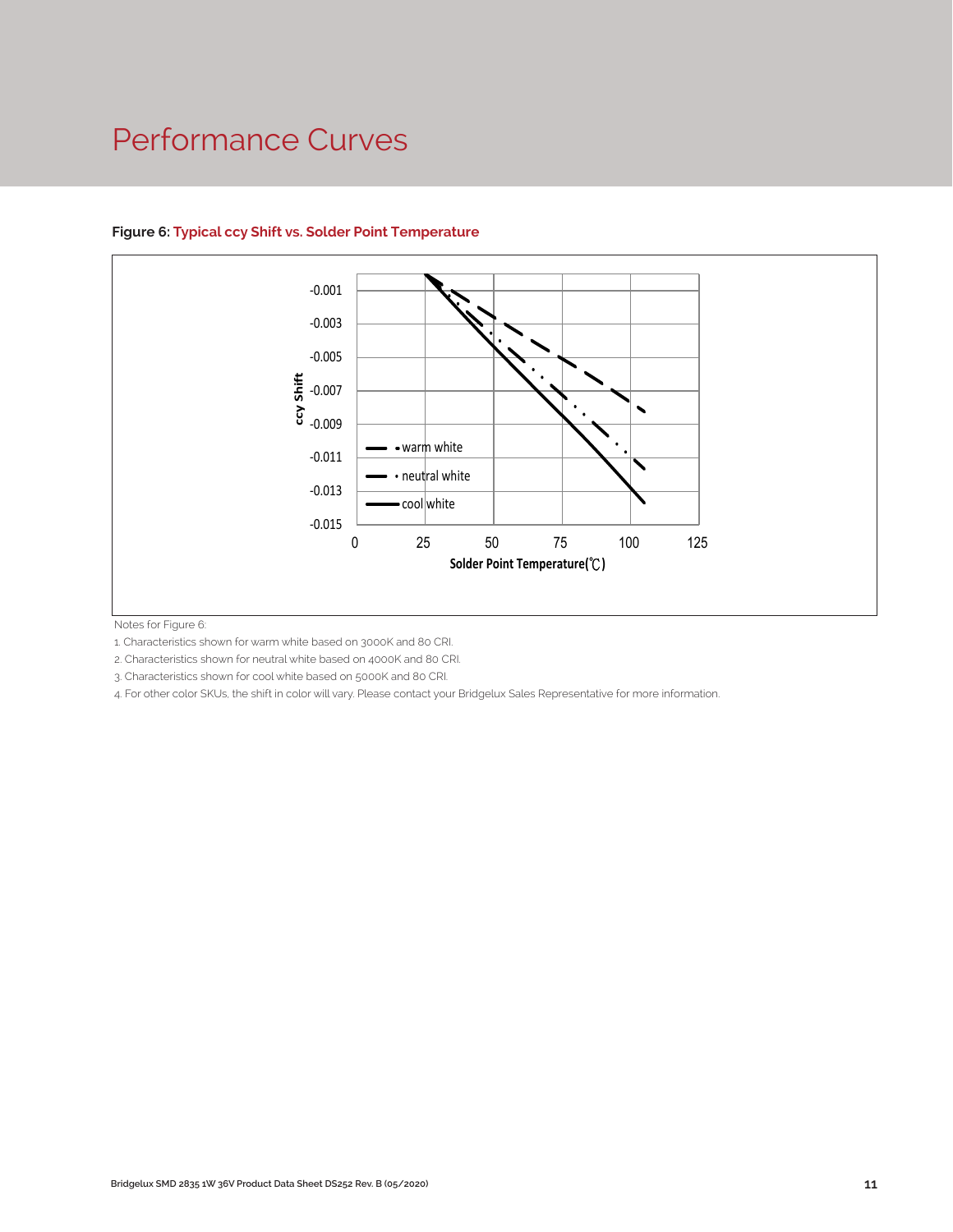# Performance Curves

**Figure 6: Typical ccy Shift vs. Solder Point Temperature**

Notes for Figure 6:

1. Characteristics shown for warm white based on 3000K and 80 CRI.
2. Characteristics shown for neutral white based on 4000K and 80 CRI.
3. Characteristics shown for cool white based on 5000K and 80 CRI.
4. For other color SKUs, the shift in color will vary. Please contact your Bridgelux Sales Representative for more information.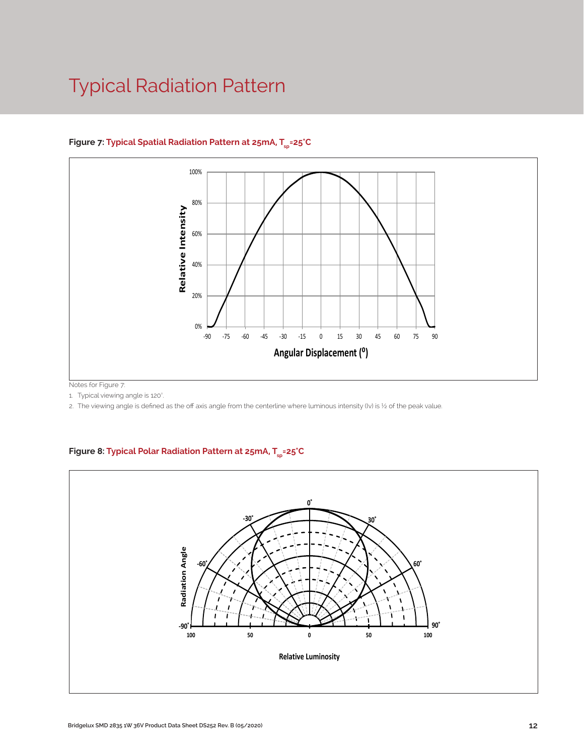# Typical Radiation Pattern

**Figure 7: Typical Spatial Radiation Pattern at 25mA, $T_{sp}$=25°C**

Notes for Figure 7:

1. Typical viewing angle is 120°.
2. The viewing angle is defined as the off axis angle from the centerline where luminous intensity (Iv) is ½ of the peak value.

**Figure 8: Typical Polar Radiation Pattern at 25mA, $T_{sp}$=25°C**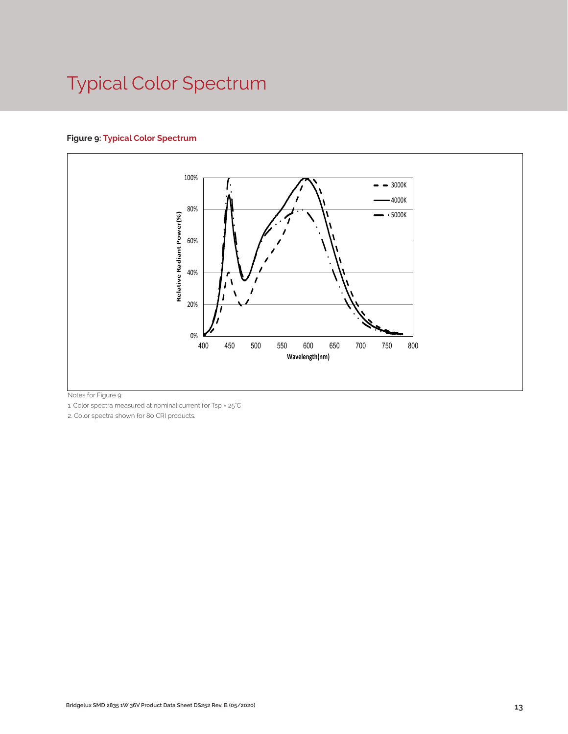# Typical Color Spectrum

**Figure 9: Typical Color Spectrum**

Notes for Figure 9:

1. Color spectra measured at nominal current for Tsp = 25°C
2. Color spectra shown for 80 CRI products.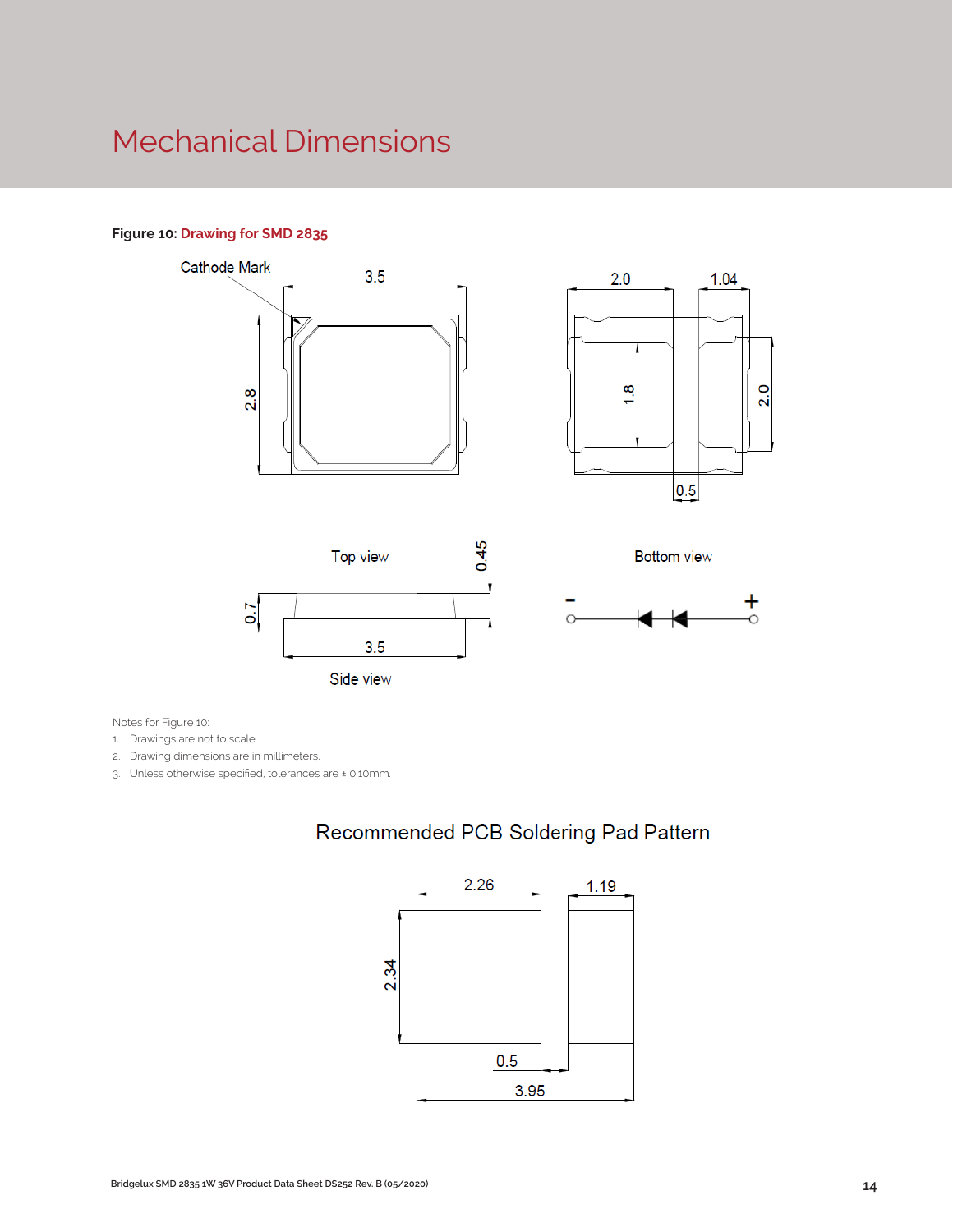# Mechanical Dimensions

**Figure 10:** Drawing for SMD 2835

Cathode Mark

Top view

Bottom view

Side view

Notes for Figure 10:

1. Drawings are not to scale.
2. Drawing dimensions are in millimeters.
3. Unless otherwise specified, tolerances are ± 0.10mm.

## Recommended PCB Soldering Pad Pattern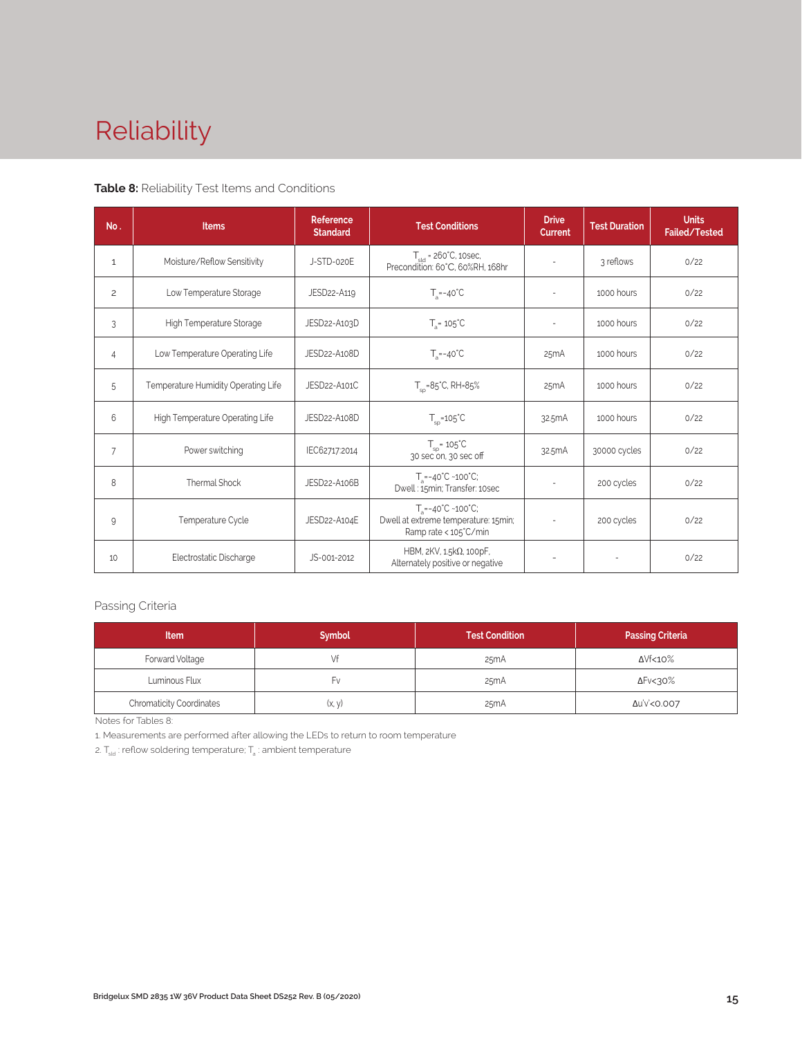# Reliability

**Table 8:** Reliability Test Items and Conditions

| No. | Items | Reference Standard | Test Conditions | Drive Current | Test Duration | Units Failed/Tested |
|---|---|---|---|---|---|---|
| 1 | Moisture/Reflow Sensitivity | J-STD-020E | $T_{sld}$ = 260°C, 10sec, Precondition: 60°C, 60%RH, 168hr | - | 3 reflows | 0/22 |
| 2 | Low Temperature Storage | JESD22-A119 | $T_a$=-40°C | - | 1000 hours | 0/22 |
| 3 | High Temperature Storage | JESD22-A103D | $T_a$= 105°C | - | 1000 hours | 0/22 |
| 4 | Low Temperature Operating Life | JESD22-A108D | $T_a$=-40°C | 25mA | 1000 hours | 0/22 |
| 5 | Temperature Humidity Operating Life | JESD22-A101C | $T_{sp}$=85°C, RH=85% | 25mA | 1000 hours | 0/22 |
| 6 | High Temperature Operating Life | JESD22-A108D | $T_{sp}$=105°C | 32.5mA | 1000 hours | 0/22 |
| 7 | Power switching | IEC62717:2014 | $T_{sp}$= 105°C 30 sec on, 30 sec off | 32.5mA | 30000 cycles | 0/22 |
| 8 | Thermal Shock | JESD22-A106B | $T_a$=-40°C ~100°C; Dwell : 15min; Transfer: 10sec | - | 200 cycles | 0/22 |
| 9 | Temperature Cycle | JESD22-A104E | $T_a$=-40°C ~100°C; Dwell at extreme temperature: 15min; Ramp rate < 105°C/min | - | 200 cycles | 0/22 |
| 10 | Electrostatic Discharge | JS-001-2012 | HBM, 2KV, 1.5kΩ, 100pF, Alternately positive or negative | - | - | 0/22 |

Passing Criteria

| Item | Symbol | Test Condition | Passing Criteria |
|---|---|---|---|
| Forward Voltage | Vf | 25mA | ΔVf<10% |
| Luminous Flux | Fv | 25mA | ΔFv<30% |
| Chromaticity Coordinates | (x, y) | 25mA | Δu'v'<0.007 |

Notes for Tables 8:

1. Measurements are performed after allowing the LEDs to return to room temperature
2. $T_{sld}$ : reflow soldering temperature; $T_a$ : ambient temperature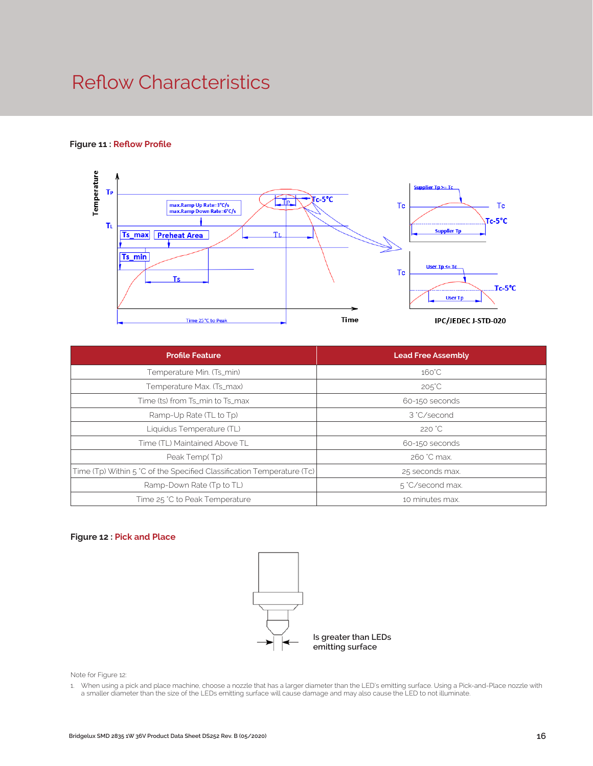# Reflow Characteristics

**Figure 11 : Reflow Profile**

**Figure 12 : Pick and Place**

| Profile Feature | Lead Free Assembly |
|---|---|
| Temperature Min. (Ts_min) | 160˚C |
| Temperature Max. (Ts_max) | 205˚C |
| Time (ts) from Ts_min to Ts_max | 60-150 seconds |
| Ramp-Up Rate (TL to Tp) | 3 ˚C/second |
| Liquidus Temperature (TL) | 220 ˚C |
| Time (TL) Maintained Above TL | 60-150 seconds |
| Peak Temp( Tp) | 260 ˚C max. |
| Time (Tp) Within 5 ˚C of the Specified Classification Temperature (Tc) | 25 seconds max. |
| Ramp-Down Rate (Tp to TL) | 5 ˚C/second max. |
| Time 25 ˚C to Peak Temperature | 10 minutes max. |

Note for Figure 12:

1. When using a pick and place machine, choose a nozzle that has a larger diameter than the LED's emitting surface. Using a Pick-and-Place nozzle with a smaller diameter than the size of the LEDs emitting surface will cause damage and may also cause the LED to not illuminate.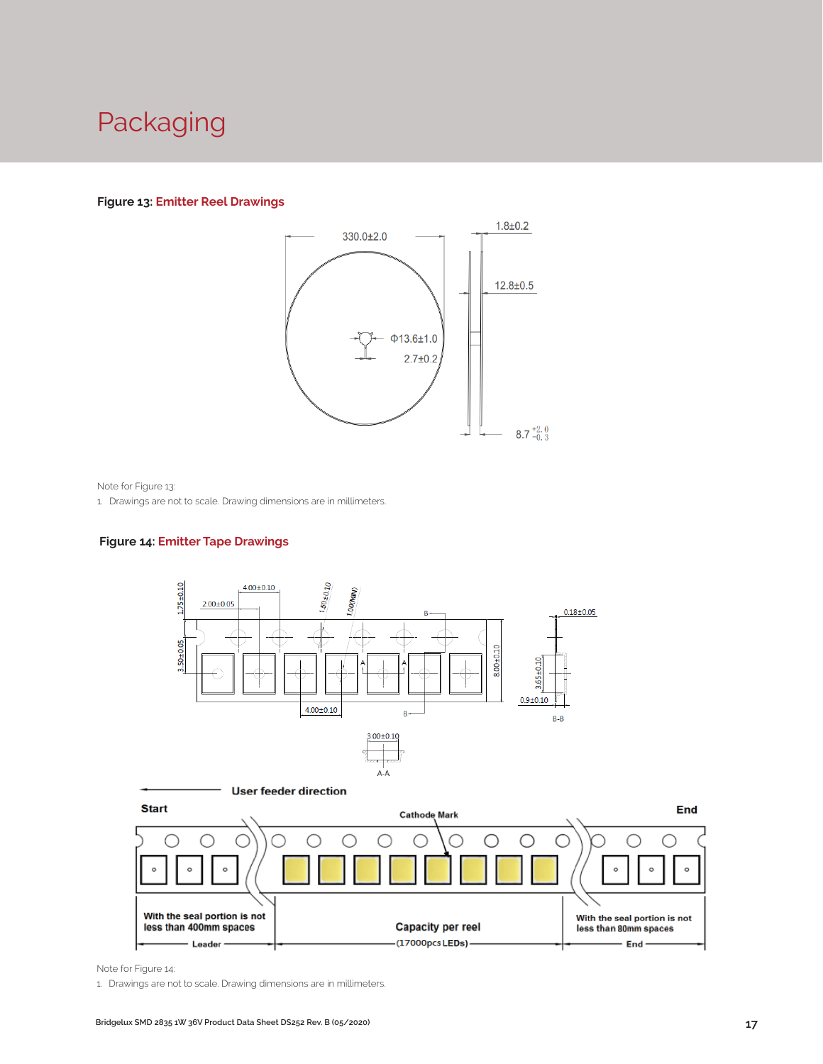# Packaging

**Figure 13: Emitter Reel Drawings**

330.0±2.0

1.8±0.2

12.8±0.5

Φ13.6±1.0

2.7±0.2

8.7 $^{+2.0}_{-0.3}$

Note for Figure 13:

1. Drawings are not to scale. Drawing dimensions are in millimeters.

**Figure 14: Emitter Tape Drawings**

1.75±0.10

4.00±0.10

2.00±0.05

1.50±0.10

1.00(MIN)

0.18±0.05

3.50±0.05

8.00±0.10

3.65±0.10

0.9±0.10

4.00±0.10

B-B

3.00±0.10

A-A

User feeder direction

Start

Cathode Mark

End

With the seal portion is not less than 400mm spaces

Leader

Capacity per reel (17000pcs LEDs)

With the seal portion is not less than 80mm spaces

End

Note for Figure 14:

1. Drawings are not to scale. Drawing dimensions are in millimeters.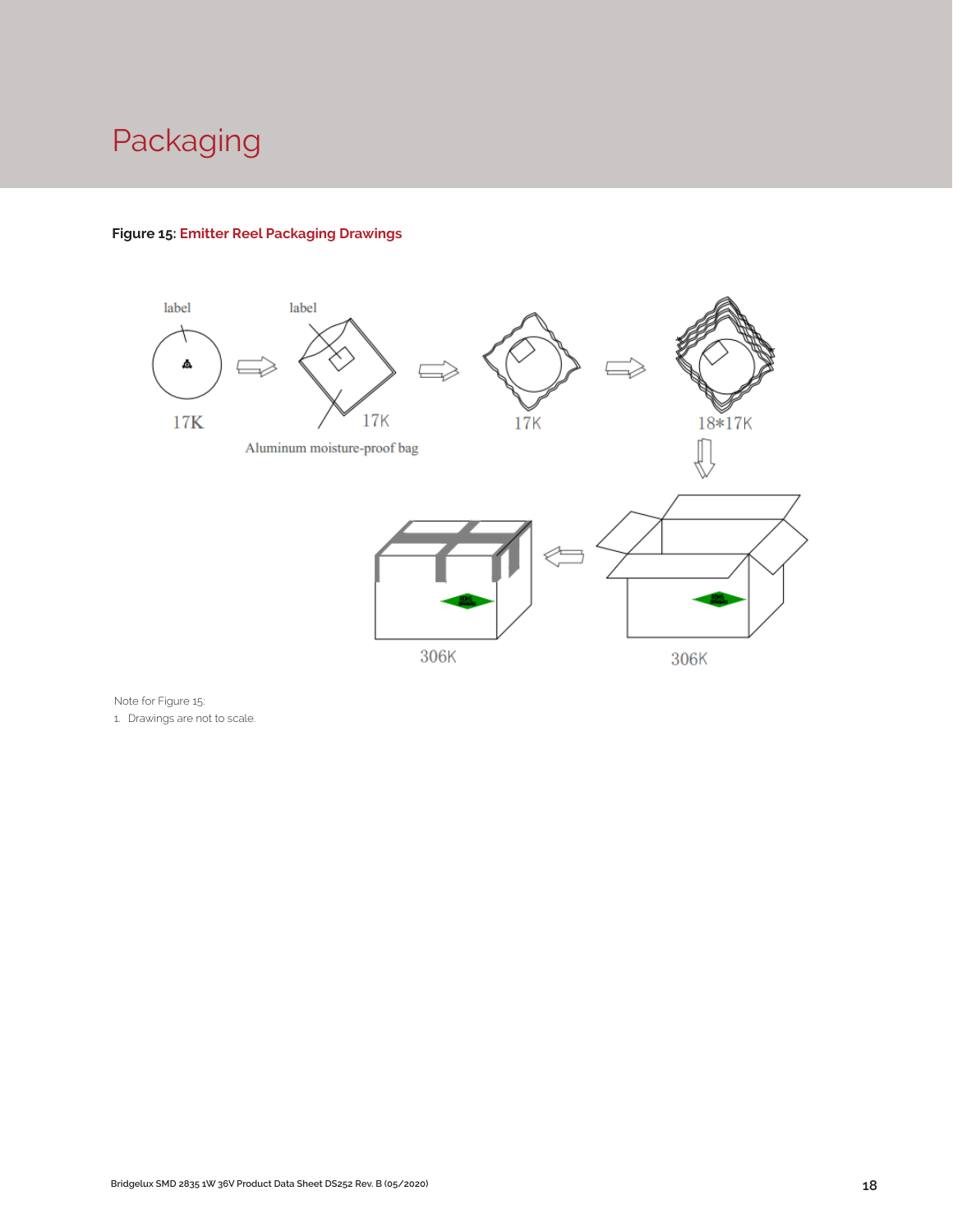# Packaging

**Figure 15: Emitter Reel Packaging Drawings**

label

label

17K

17K

Aluminum moisture-proof bag

17K

18*17K

306K

306K

Note for Figure 15:

1. Drawings are not to scale.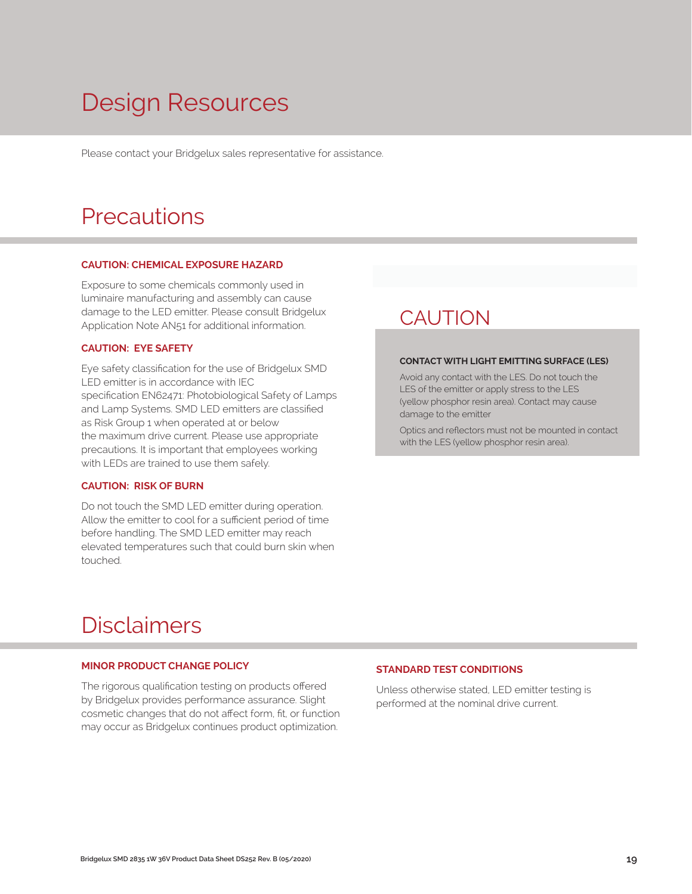# Design Resources

Please contact your Bridgelux sales representative for assistance.

# Precautions

### CAUTION: CHEMICAL EXPOSURE HAZARD

Exposure to some chemicals commonly used in luminaire manufacturing and assembly can cause damage to the LED emitter. Please consult Bridgelux Application Note AN51 for additional information.

### CAUTION: EYE SAFETY

Eye safety classification for the use of Bridgelux SMD LED emitter is in accordance with IEC specification EN62471: Photobiological Safety of Lamps and Lamp Systems. SMD LED emitters are classified as Risk Group 1 when operated at or below the maximum drive current. Please use appropriate precautions. It is important that employees working with LEDs are trained to use them safely.

### CAUTION: RISK OF BURN

Do not touch the SMD LED emitter during operation. Allow the emitter to cool for a sufficient period of time before handling. The SMD LED emitter may reach elevated temperatures such that could burn skin when touched.

## CAUTION

**CONTACT WITH LIGHT EMITTING SURFACE (LES)**

Avoid any contact with the LES. Do not touch the LES of the emitter or apply stress to the LES (yellow phosphor resin area). Contact may cause damage to the emitter

Optics and reflectors must not be mounted in contact with the LES (yellow phosphor resin area).

# Disclaimers

### MINOR PRODUCT CHANGE POLICY

The rigorous qualification testing on products offered by Bridgelux provides performance assurance. Slight cosmetic changes that do not affect form, fit, or function may occur as Bridgelux continues product optimization.

### STANDARD TEST CONDITIONS

Unless otherwise stated, LED emitter testing is performed at the nominal drive current.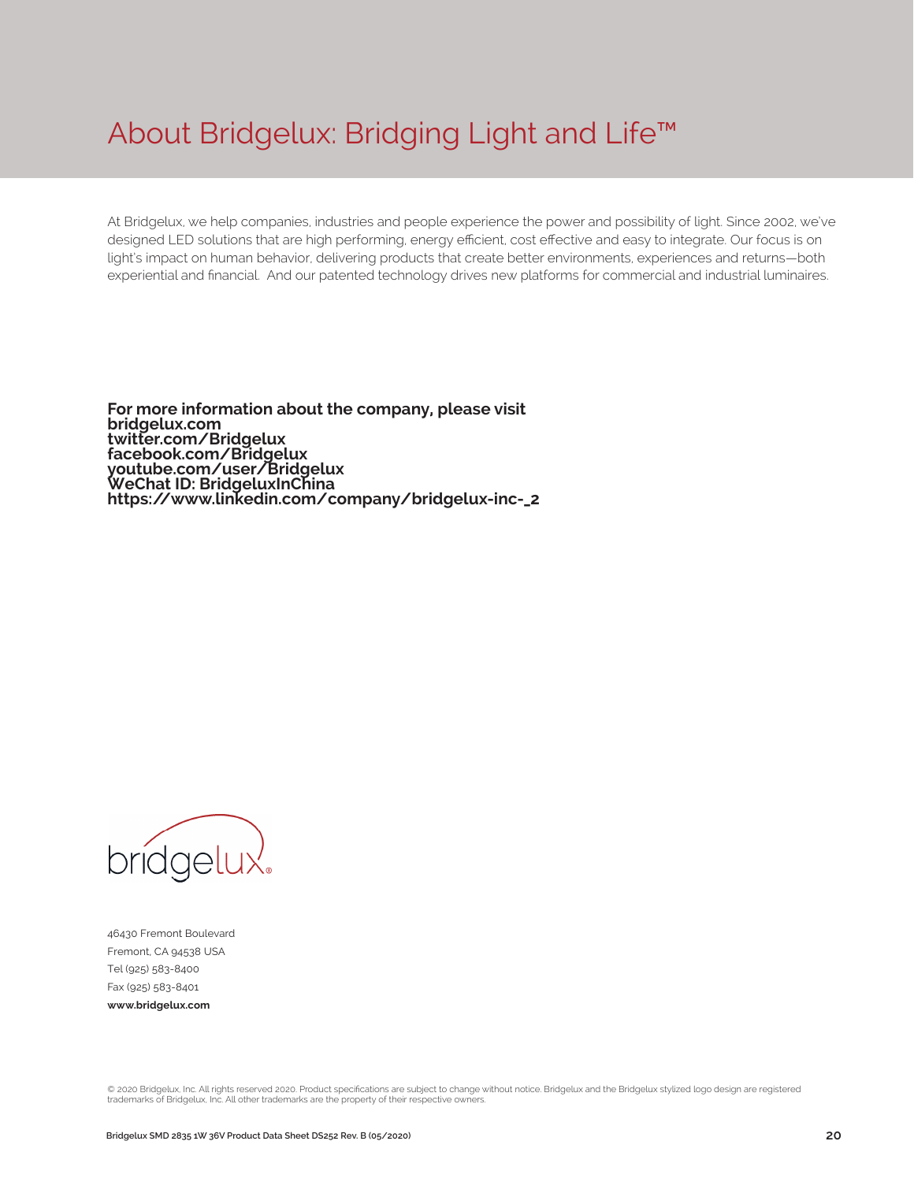# About Bridgelux: Bridging Light and Life™

At Bridgelux, we help companies, industries and people experience the power and possibility of light. Since 2002, we've designed LED solutions that are high performing, energy efficient, cost effective and easy to integrate. Our focus is on light's impact on human behavior, delivering products that create better environments, experiences and returns—both experiential and financial. And our patented technology drives new platforms for commercial and industrial luminaires.

**For more information about the company, please visit**
**bridgelux.com**
**twitter.com/Bridgelux**
**facebook.com/Bridgelux**
**youtube.com/user/Bridgelux**
**WeChat ID: BridgeluxInChina**
**https://www.linkedin.com/company/bridgelux-inc-_2**

46430 Fremont Boulevard
Fremont, CA 94538 USA
Tel (925) 583-8400
Fax (925) 583-8401
**www.bridgelux.com**

© 2020 Bridgelux, Inc. All rights reserved 2020. Product specifications are subject to change without notice. Bridgelux and the Bridgelux stylized logo design are registered trademarks of Bridgelux, Inc. All other trademarks are the property of their respective owners.